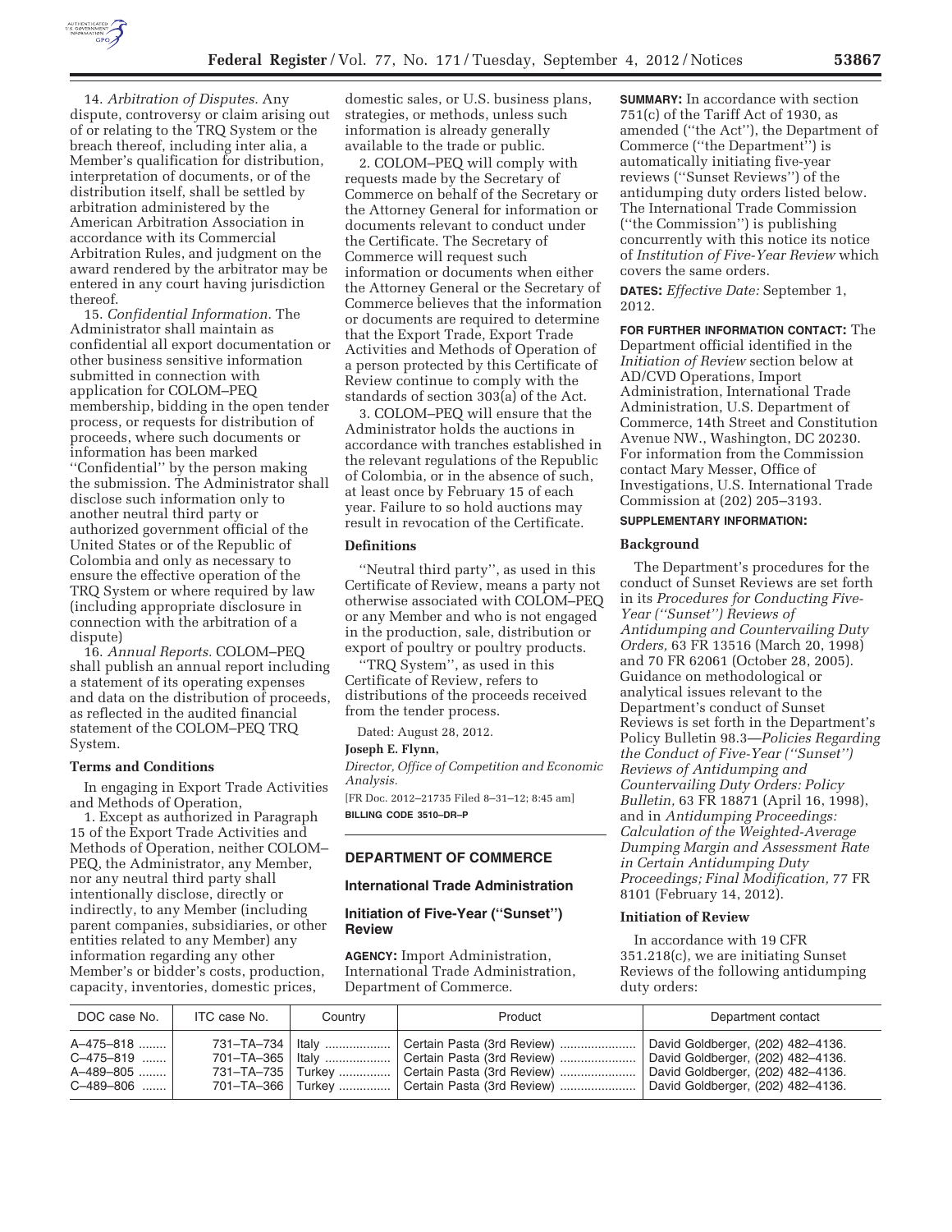14. *Arbitration of Disputes.* Any dispute, controversy or claim arising out of or relating to the TRQ System or the breach thereof, including inter alia, a Member's qualification for distribution, interpretation of documents, or of the distribution itself, shall be settled by arbitration administered by the American Arbitration Association in accordance with its Commercial Arbitration Rules, and judgment on the award rendered by the arbitrator may be entered in any court having jurisdiction thereof.

15. *Confidential Information.* The Administrator shall maintain as confidential all export documentation or other business sensitive information submitted in connection with application for COLOM–PEQ membership, bidding in the open tender process, or requests for distribution of proceeds, where such documents or information has been marked ''Confidential'' by the person making the submission. The Administrator shall disclose such information only to another neutral third party or authorized government official of the United States or of the Republic of Colombia and only as necessary to ensure the effective operation of the TRQ System or where required by law (including appropriate disclosure in connection with the arbitration of a dispute)

16. *Annual Reports.* COLOM–PEQ shall publish an annual report including a statement of its operating expenses and data on the distribution of proceeds, as reflected in the audited financial statement of the COLOM–PEQ TRQ System.

**Terms and Conditions**

In engaging in Export Trade Activities and Methods of Operation,

1. Except as authorized in Paragraph 15 of the Export Trade Activities and Methods of Operation, neither COLOM–PEQ, the Administrator, any Member, nor any neutral third party shall intentionally disclose, directly or indirectly, to any Member (including parent companies, subsidiaries, or other entities related to any Member) any information regarding any other Member's or bidder's costs, production, capacity, inventories, domestic prices, domestic sales, or U.S. business plans, strategies, or methods, unless such information is already generally available to the trade or public.

2. COLOM–PEQ will comply with requests made by the Secretary of Commerce on behalf of the Secretary or the Attorney General for information or documents relevant to conduct under the Certificate. The Secretary of Commerce will request such information or documents when either the Attorney General or the Secretary of Commerce believes that the information or documents are required to determine that the Export Trade, Export Trade Activities and Methods of Operation of a person protected by this Certificate of Review continue to comply with the standards of section 303(a) of the Act.

3. COLOM–PEQ will ensure that the Administrator holds the auctions in accordance with tranches established in the relevant regulations of the Republic of Colombia, or in the absence of such, at least once by February 15 of each year. Failure to so hold auctions may result in revocation of the Certificate.

**Definitions**

''Neutral third party'', as used in this Certificate of Review, means a party not otherwise associated with COLOM–PEQ or any Member and who is not engaged in the production, sale, distribution or export of poultry or poultry products.

''TRQ System'', as used in this Certificate of Review, refers to distributions of the proceeds received from the tender process.

Dated: August 28, 2012.

**Joseph E. Flynn,**

*Director, Office of Competition and Economic Analysis.*

[FR Doc. 2012–21735 Filed 8–31–12; 8:45 am]

**BILLING CODE 3510–DR–P**

## DEPARTMENT OF COMMERCE

### International Trade Administration

### Initiation of Five-Year (''Sunset'') Review

**AGENCY:** Import Administration, International Trade Administration, Department of Commerce.

**SUMMARY:** In accordance with section 751(c) of the Tariff Act of 1930, as amended (''the Act''), the Department of Commerce (''the Department'') is automatically initiating five-year reviews (''Sunset Reviews'') of the antidumping duty orders listed below. The International Trade Commission (''the Commission'') is publishing concurrently with this notice its notice of *Institution of Five-Year Review* which covers the same orders.

**DATES:** *Effective Date:* September 1, 2012.

**FOR FURTHER INFORMATION CONTACT:** The Department official identified in the *Initiation of Review* section below at AD/CVD Operations, Import Administration, International Trade Administration, U.S. Department of Commerce, 14th Street and Constitution Avenue NW., Washington, DC 20230. For information from the Commission contact Mary Messer, Office of Investigations, U.S. International Trade Commission at (202) 205–3193.

**SUPPLEMENTARY INFORMATION:**

**Background**

The Department's procedures for the conduct of Sunset Reviews are set forth in its *Procedures for Conducting Five-Year (''Sunset'') Reviews of Antidumping and Countervailing Duty Orders,* 63 FR 13516 (March 20, 1998) and 70 FR 62061 (October 28, 2005). Guidance on methodological or analytical issues relevant to the Department's conduct of Sunset Reviews is set forth in the Department's Policy Bulletin 98.3—*Policies Regarding the Conduct of Five-Year (''Sunset'') Reviews of Antidumping and Countervailing Duty Orders: Policy Bulletin,* 63 FR 18871 (April 16, 1998), and in *Antidumping Proceedings: Calculation of the Weighted-Average Dumping Margin and Assessment Rate in Certain Antidumping Duty Proceedings; Final Modification,* 77 FR 8101 (February 14, 2012).

**Initiation of Review**

In accordance with 19 CFR 351.218(c), we are initiating Sunset Reviews of the following antidumping duty orders:

| DOC case No. | ITC case No. | Country | Product | Department contact |
|---|---|---|---|---|
| A–475–818 | 731–TA–734 | Italy | Certain Pasta (3rd Review) | David Goldberger, (202) 482–4136. |
| C–475–819 | 701–TA–365 | Italy | Certain Pasta (3rd Review) | David Goldberger, (202) 482–4136. |
| A–489–805 | 731–TA–735 | Turkey | Certain Pasta (3rd Review) | David Goldberger, (202) 482–4136. |
| C–489–806 | 701–TA–366 | Turkey | Certain Pasta (3rd Review) | David Goldberger, (202) 482–4136. |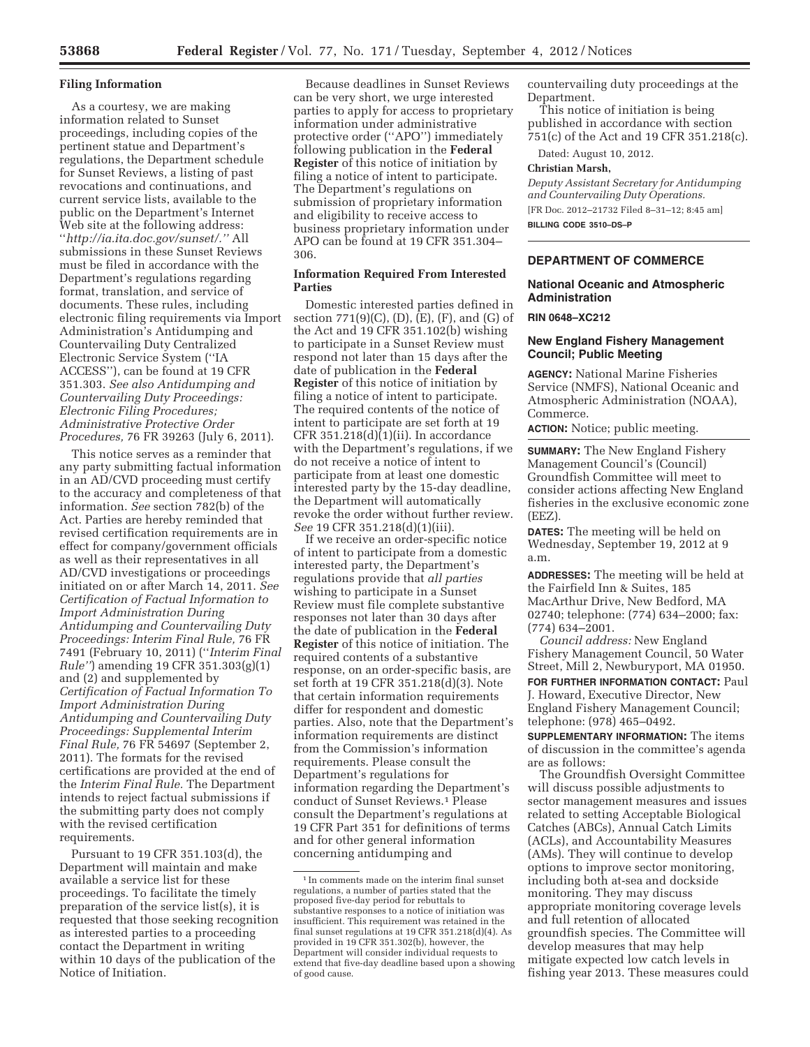### Filing Information

As a courtesy, we are making information related to Sunset proceedings, including copies of the pertinent statue and Department's regulations, the Department schedule for Sunset Reviews, a listing of past revocations and continuations, and current service lists, available to the public on the Department's Internet Web site at the following address: ''*http://ia.ita.doc.gov/sunset/.*'' All submissions in these Sunset Reviews must be filed in accordance with the Department's regulations regarding format, translation, and service of documents. These rules, including electronic filing requirements via Import Administration's Antidumping and Countervailing Duty Centralized Electronic Service System (''IA ACCESS''), can be found at 19 CFR 351.303. *See also Antidumping and Countervailing Duty Proceedings: Electronic Filing Procedures; Administrative Protective Order Procedures,* 76 FR 39263 (July 6, 2011).

This notice serves as a reminder that any party submitting factual information in an AD/CVD proceeding must certify to the accuracy and completeness of that information. *See* section 782(b) of the Act. Parties are hereby reminded that revised certification requirements are in effect for company/government officials as well as their representatives in all AD/CVD investigations or proceedings initiated on or after March 14, 2011. *See Certification of Factual Information to Import Administration During Antidumping and Countervailing Duty Proceedings: Interim Final Rule,* 76 FR 7491 (February 10, 2011) (''*Interim Final Rule*'') amending 19 CFR 351.303(g)(1) and (2) and supplemented by *Certification of Factual Information To Import Administration During Antidumping and Countervailing Duty Proceedings: Supplemental Interim Final Rule,* 76 FR 54697 (September 2, 2011). The formats for the revised certifications are provided at the end of the *Interim Final Rule.* The Department intends to reject factual submissions if the submitting party does not comply with the revised certification requirements.

Pursuant to 19 CFR 351.103(d), the Department will maintain and make available a service list for these proceedings. To facilitate the timely preparation of the service list(s), it is requested that those seeking recognition as interested parties to a proceeding contact the Department in writing within 10 days of the publication of the Notice of Initiation.

Because deadlines in Sunset Reviews can be very short, we urge interested parties to apply for access to proprietary information under administrative protective order (''APO'') immediately following publication in the **Federal Register** of this notice of initiation by filing a notice of intent to participate. The Department's regulations on submission of proprietary information and eligibility to receive access to business proprietary information under APO can be found at 19 CFR 351.304–306.

### Information Required From Interested Parties

Domestic interested parties defined in section 771(9)(C), (D), (E), (F), and (G) of the Act and 19 CFR 351.102(b) wishing to participate in a Sunset Review must respond not later than 15 days after the date of publication in the **Federal Register** of this notice of initiation by filing a notice of intent to participate. The required contents of the notice of intent to participate are set forth at 19 CFR 351.218(d)(1)(ii). In accordance with the Department's regulations, if we do not receive a notice of intent to participate from at least one domestic interested party by the 15-day deadline, the Department will automatically revoke the order without further review. *See* 19 CFR 351.218(d)(1)(iii).

If we receive an order-specific notice of intent to participate from a domestic interested party, the Department's regulations provide that *all parties* wishing to participate in a Sunset Review must file complete substantive responses not later than 30 days after the date of publication in the **Federal Register** of this notice of initiation. The required contents of a substantive response, on an order-specific basis, are set forth at 19 CFR 351.218(d)(3). Note that certain information requirements differ for respondent and domestic parties. Also, note that the Department's information requirements are distinct from the Commission's information requirements. Please consult the Department's regulations for information regarding the Department's conduct of Sunset Reviews.[1] Please consult the Department's regulations at 19 CFR Part 351 for definitions of terms and for other general information concerning antidumping and countervailing duty proceedings at the Department.

[1] In comments made on the interim final sunset regulations, a number of parties stated that the proposed five-day period for rebuttals to substantive responses to a notice of initiation was insufficient. This requirement was retained in the final sunset regulations at 19 CFR 351.218(d)(4). As provided in 19 CFR 351.302(b), however, the Department will consider individual requests to extend that five-day deadline based upon a showing of good cause.

This notice of initiation is being published in accordance with section 751(c) of the Act and 19 CFR 351.218(c).

Dated: August 10, 2012.

**Christian Marsh,**

*Deputy Assistant Secretary for Antidumping and Countervailing Duty Operations.*

[FR Doc. 2012–21732 Filed 8–31–12; 8:45 am]

**BILLING CODE 3510–DS–P**

---

## DEPARTMENT OF COMMERCE

### National Oceanic and Atmospheric Administration

**RIN 0648–XC212**

### New England Fishery Management Council; Public Meeting

**AGENCY:** National Marine Fisheries Service (NMFS), National Oceanic and Atmospheric Administration (NOAA), Commerce.

**ACTION:** Notice; public meeting.

**SUMMARY:** The New England Fishery Management Council's (Council) Groundfish Committee will meet to consider actions affecting New England fisheries in the exclusive economic zone (EEZ).

**DATES:** The meeting will be held on Wednesday, September 19, 2012 at 9 a.m.

**ADDRESSES:** The meeting will be held at the Fairfield Inn & Suites, 185 MacArthur Drive, New Bedford, MA 02740; telephone: (774) 634–2000; fax: (774) 634–2001.

*Council address:* New England Fishery Management Council, 50 Water Street, Mill 2, Newburyport, MA 01950.

**FOR FURTHER INFORMATION CONTACT:** Paul J. Howard, Executive Director, New England Fishery Management Council; telephone: (978) 465–0492.

**SUPPLEMENTARY INFORMATION:** The items of discussion in the committee's agenda are as follows:

The Groundfish Oversight Committee will discuss possible adjustments to sector management measures and issues related to setting Acceptable Biological Catches (ABCs), Annual Catch Limits (ACLs), and Accountability Measures (AMs). They will continue to develop options to improve sector monitoring, including both at-sea and dockside monitoring. They may discuss appropriate monitoring coverage levels and full retention of allocated groundfish species. The Committee will develop measures that may help mitigate expected low catch levels in fishing year 2013. These measures could